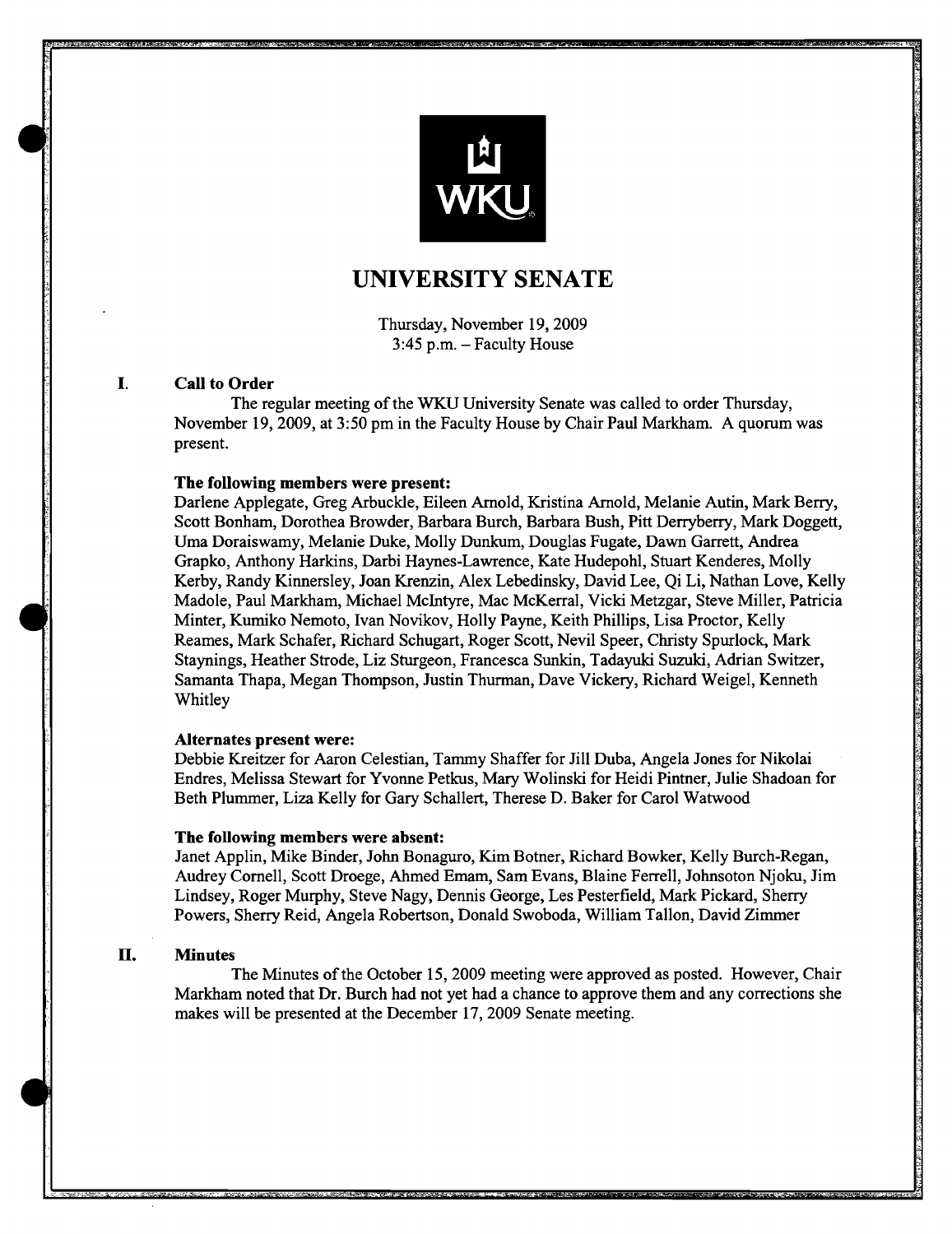# UNIVERSITY SENATE

Thursday, November 19, 2009
3:45 p.m. – Faculty House

## I. Call to Order

The regular meeting of the WKU University Senate was called to order Thursday, November 19, 2009, at 3:50 pm in the Faculty House by Chair Paul Markham. A quorum was present.

**The following members were present:**

Darlene Applegate, Greg Arbuckle, Eileen Arnold, Kristina Arnold, Melanie Autin, Mark Berry, Scott Bonham, Dorothea Browder, Barbara Burch, Barbara Bush, Pitt Derryberry, Mark Doggett, Uma Doraiswamy, Melanie Duke, Molly Dunkum, Douglas Fugate, Dawn Garrett, Andrea Grapko, Anthony Harkins, Darbi Haynes-Lawrence, Kate Hudepohl, Stuart Kenderes, Molly Kerby, Randy Kinnersley, Joan Krenzin, Alex Lebedinsky, David Lee, Qi Li, Nathan Love, Kelly Madole, Paul Markham, Michael McIntyre, Mac McKerral, Vicki Metzgar, Steve Miller, Patricia Minter, Kumiko Nemoto, Ivan Novikov, Holly Payne, Keith Phillips, Lisa Proctor, Kelly Reames, Mark Schafer, Richard Schugart, Roger Scott, Nevil Speer, Christy Spurlock, Mark Staynings, Heather Strode, Liz Sturgeon, Francesca Sunkin, Tadayuki Suzuki, Adrian Switzer, Samanta Thapa, Megan Thompson, Justin Thurman, Dave Vickery, Richard Weigel, Kenneth Whitley

**Alternates present were:**

Debbie Kreitzer for Aaron Celestian, Tammy Shaffer for Jill Duba, Angela Jones for Nikolai Endres, Melissa Stewart for Yvonne Petkus, Mary Wolinski for Heidi Pintner, Julie Shadoan for Beth Plummer, Liza Kelly for Gary Schallert, Therese D. Baker for Carol Watwood

**The following members were absent:**

Janet Applin, Mike Binder, John Bonaguro, Kim Botner, Richard Bowker, Kelly Burch-Regan, Audrey Cornell, Scott Droege, Ahmed Emam, Sam Evans, Blaine Ferrell, Johnsoton Njoku, Jim Lindsey, Roger Murphy, Steve Nagy, Dennis George, Les Pesterfield, Mark Pickard, Sherry Powers, Sherry Reid, Angela Robertson, Donald Swoboda, William Tallon, David Zimmer

## II. Minutes

The Minutes of the October 15, 2009 meeting were approved as posted. However, Chair Markham noted that Dr. Burch had not yet had a chance to approve them and any corrections she makes will be presented at the December 17, 2009 Senate meeting.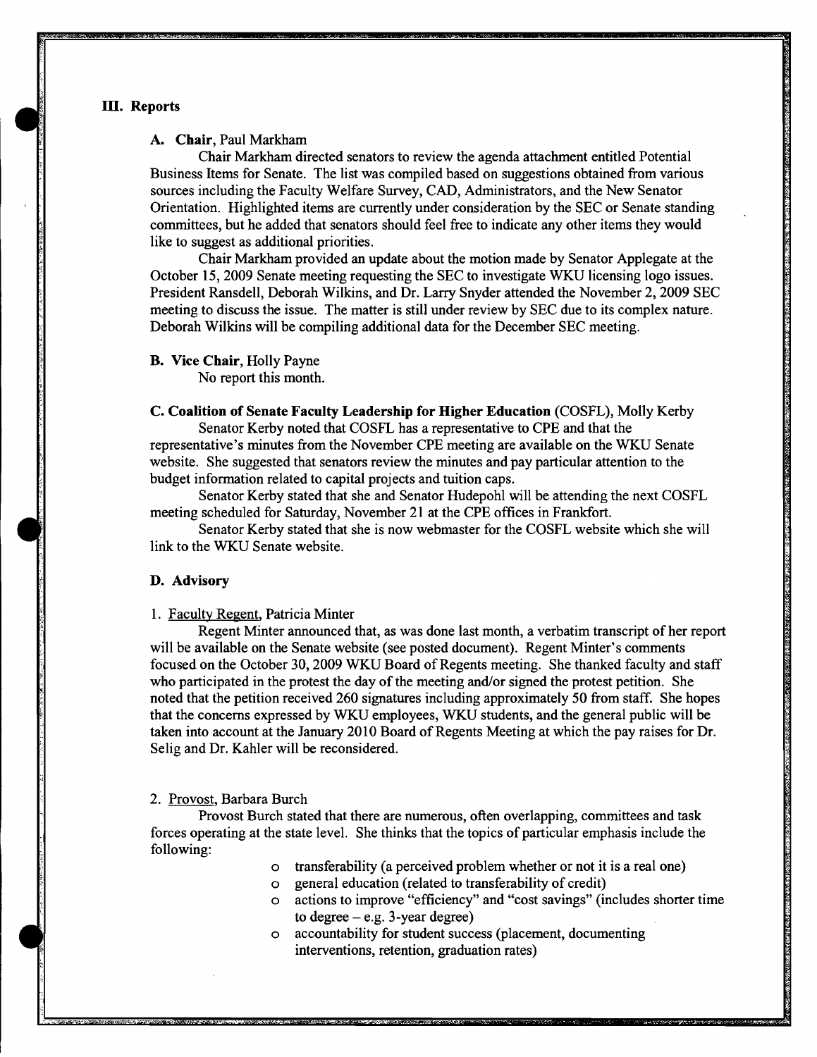## III. Reports

### A. Chair, Paul Markham

Chair Markham directed senators to review the agenda attachment entitled Potential Business Items for Senate. The list was compiled based on suggestions obtained from various sources including the Faculty Welfare Survey, CAD, Administrators, and the New Senator Orientation. Highlighted items are currently under consideration by the SEC or Senate standing committees, but he added that senators should feel free to indicate any other items they would like to suggest as additional priorities.

Chair Markham provided an update about the motion made by Senator Applegate at the October 15, 2009 Senate meeting requesting the SEC to investigate WKU licensing logo issues. President Ransdell, Deborah Wilkins, and Dr. Larry Snyder attended the November 2, 2009 SEC meeting to discuss the issue. The matter is still under review by SEC due to its complex nature. Deborah Wilkins will be compiling additional data for the December SEC meeting.

### B. Vice Chair, Holly Payne

No report this month.

### C. Coalition of Senate Faculty Leadership for Higher Education (COSFL), Molly Kerby

Senator Kerby noted that COSFL has a representative to CPE and that the representative's minutes from the November CPE meeting are available on the WKU Senate website. She suggested that senators review the minutes and pay particular attention to the budget information related to capital projects and tuition caps.

Senator Kerby stated that she and Senator Hudepohl will be attending the next COSFL meeting scheduled for Saturday, November 21 at the CPE offices in Frankfort.

Senator Kerby stated that she is now webmaster for the COSFL website which she will link to the WKU Senate website.

### D. Advisory

1. Faculty Regent, Patricia Minter

Regent Minter announced that, as was done last month, a verbatim transcript of her report will be available on the Senate website (see posted document). Regent Minter's comments focused on the October 30, 2009 WKU Board of Regents meeting. She thanked faculty and staff who participated in the protest the day of the meeting and/or signed the protest petition. She noted that the petition received 260 signatures including approximately 50 from staff. She hopes that the concerns expressed by WKU employees, WKU students, and the general public will be taken into account at the January 2010 Board of Regents Meeting at which the pay raises for Dr. Selig and Dr. Kahler will be reconsidered.

2. Provost, Barbara Burch

Provost Burch stated that there are numerous, often overlapping, committees and task forces operating at the state level. She thinks that the topics of particular emphasis include the following:

- transferability (a perceived problem whether or not it is a real one)
- general education (related to transferability of credit)
- actions to improve "efficiency" and "cost savings" (includes shorter time to degree – e.g. 3-year degree)
- accountability for student success (placement, documenting interventions, retention, graduation rates)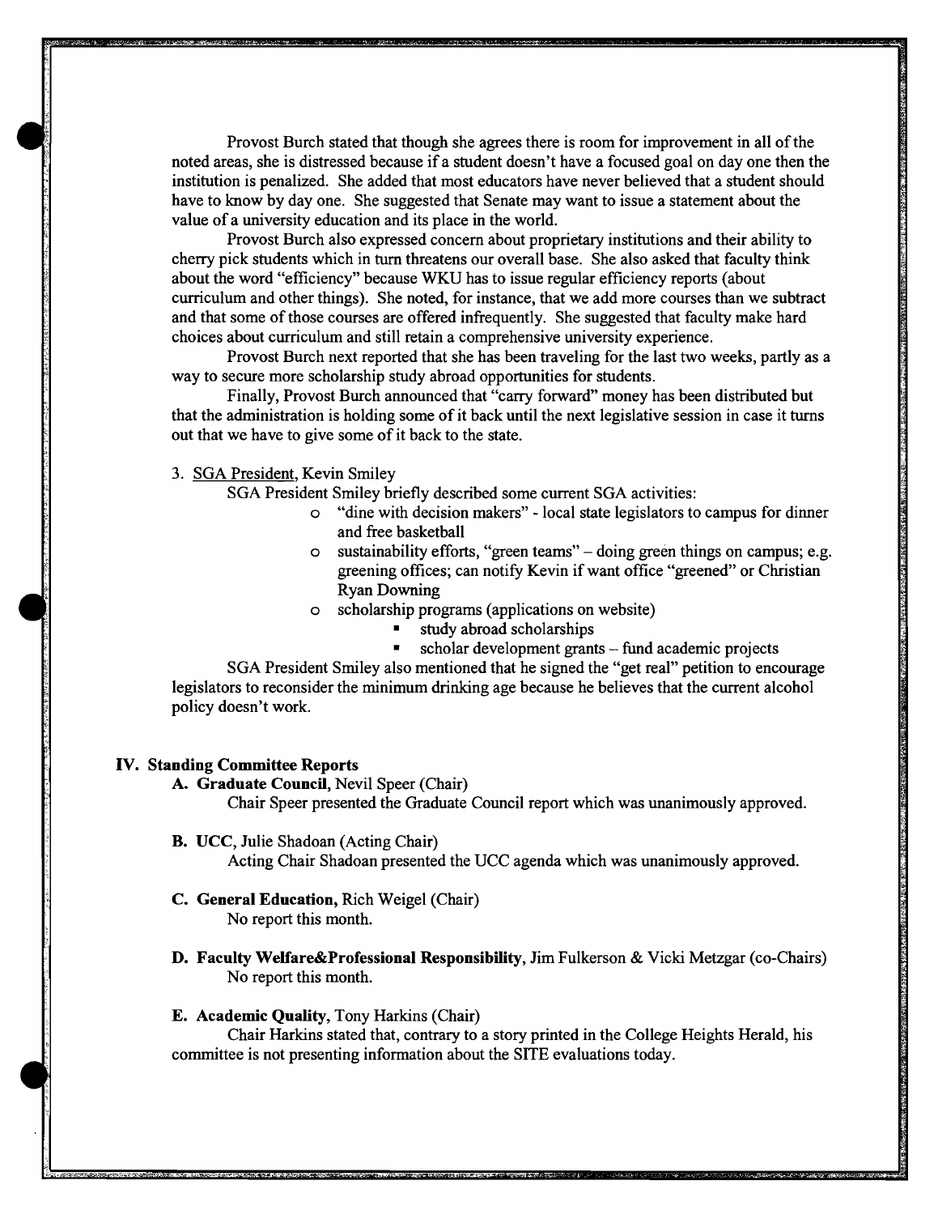Provost Burch stated that though she agrees there is room for improvement in all of the noted areas, she is distressed because if a student doesn't have a focused goal on day one then the institution is penalized. She added that most educators have never believed that a student should have to know by day one. She suggested that Senate may want to issue a statement about the value of a university education and its place in the world.

Provost Burch also expressed concern about proprietary institutions and their ability to cherry pick students which in turn threatens our overall base. She also asked that faculty think about the word "efficiency" because WKU has to issue regular efficiency reports (about curriculum and other things). She noted, for instance, that we add more courses than we subtract and that some of those courses are offered infrequently. She suggested that faculty make hard choices about curriculum and still retain a comprehensive university experience.

Provost Burch next reported that she has been traveling for the last two weeks, partly as a way to secure more scholarship study abroad opportunities for students.

Finally, Provost Burch announced that "carry forward" money has been distributed but that the administration is holding some of it back until the next legislative session in case it turns out that we have to give some of it back to the state.

3. SGA President, Kevin Smiley

SGA President Smiley briefly described some current SGA activities:

- "dine with decision makers" - local state legislators to campus for dinner and free basketball
- sustainability efforts, "green teams" – doing green things on campus; e.g. greening offices; can notify Kevin if want office "greened" or Christian Ryan Downing
- scholarship programs (applications on website)
  - study abroad scholarships
  - scholar development grants – fund academic projects

SGA President Smiley also mentioned that he signed the "get real" petition to encourage legislators to reconsider the minimum drinking age because he believes that the current alcohol policy doesn't work.

## IV. Standing Committee Reports

**A. Graduate Council,** Nevil Speer (Chair)

Chair Speer presented the Graduate Council report which was unanimously approved.

**B. UCC,** Julie Shadoan (Acting Chair)

Acting Chair Shadoan presented the UCC agenda which was unanimously approved.

**C. General Education,** Rich Weigel (Chair)

No report this month.

**D. Faculty Welfare&Professional Responsibility,** Jim Fulkerson & Vicki Metzgar (co-Chairs)

No report this month.

**E. Academic Quality,** Tony Harkins (Chair)

Chair Harkins stated that, contrary to a story printed in the College Heights Herald, his committee is not presenting information about the SITE evaluations today.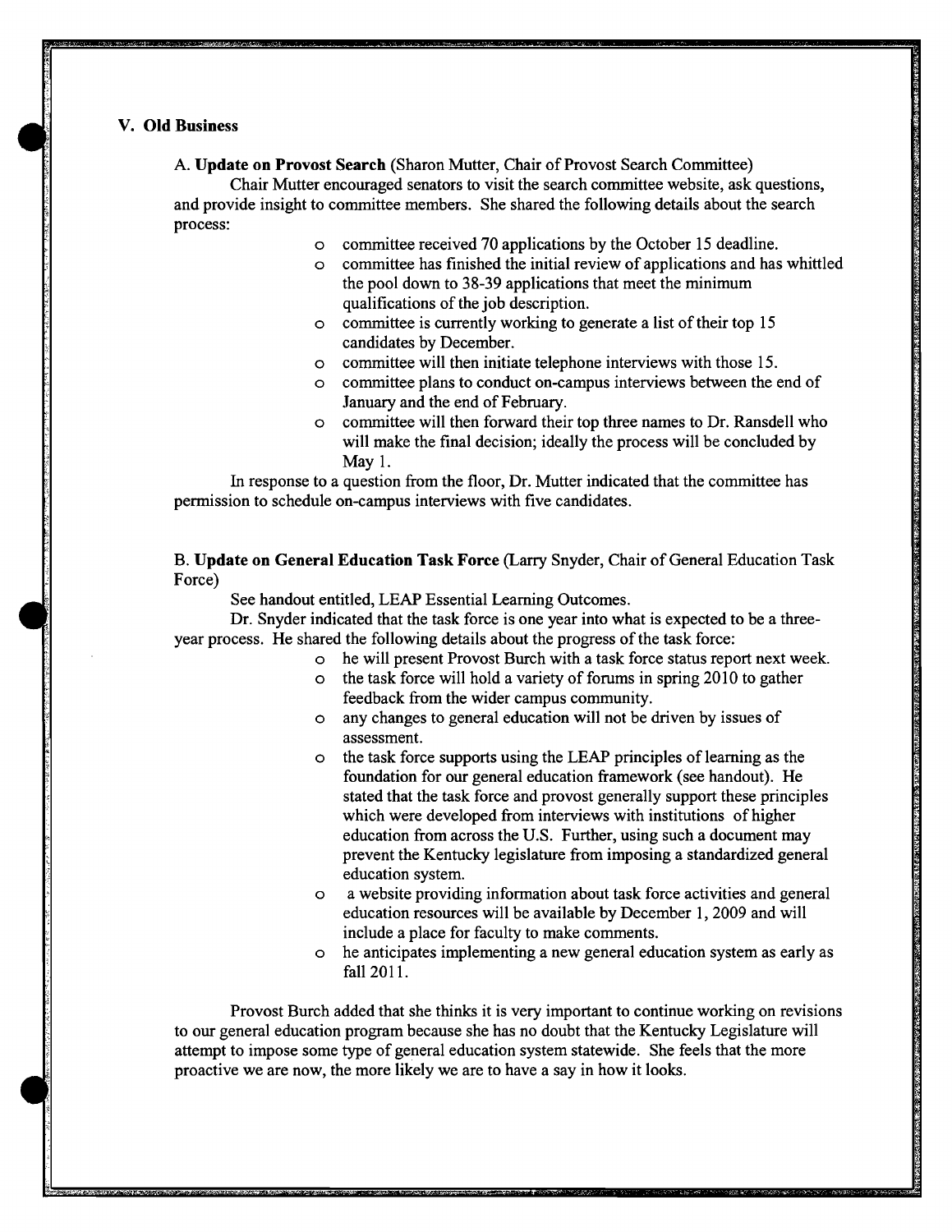## V. Old Business

A. **Update on Provost Search** (Sharon Mutter, Chair of Provost Search Committee)

Chair Mutter encouraged senators to visit the search committee website, ask questions, and provide insight to committee members. She shared the following details about the search process:

- committee received 70 applications by the October 15 deadline.
- committee has finished the initial review of applications and has whittled the pool down to 38-39 applications that meet the minimum qualifications of the job description.
- committee is currently working to generate a list of their top 15 candidates by December.
- committee will then initiate telephone interviews with those 15.
- committee plans to conduct on-campus interviews between the end of January and the end of February.
- committee will then forward their top three names to Dr. Ransdell who will make the final decision; ideally the process will be concluded by May 1.

In response to a question from the floor, Dr. Mutter indicated that the committee has permission to schedule on-campus interviews with five candidates.

B. **Update on General Education Task Force** (Larry Snyder, Chair of General Education Task Force)

See handout entitled, LEAP Essential Learning Outcomes.

Dr. Snyder indicated that the task force is one year into what is expected to be a three-year process. He shared the following details about the progress of the task force:

- he will present Provost Burch with a task force status report next week.
- the task force will hold a variety of forums in spring 2010 to gather feedback from the wider campus community.
- any changes to general education will not be driven by issues of assessment.
- the task force supports using the LEAP principles of learning as the foundation for our general education framework (see handout). He stated that the task force and provost generally support these principles which were developed from interviews with institutions of higher education from across the U.S. Further, using such a document may prevent the Kentucky legislature from imposing a standardized general education system.
- a website providing information about task force activities and general education resources will be available by December 1, 2009 and will include a place for faculty to make comments.
- he anticipates implementing a new general education system as early as fall 2011.

Provost Burch added that she thinks it is very important to continue working on revisions to our general education program because she has no doubt that the Kentucky Legislature will attempt to impose some type of general education system statewide. She feels that the more proactive we are now, the more likely we are to have a say in how it looks.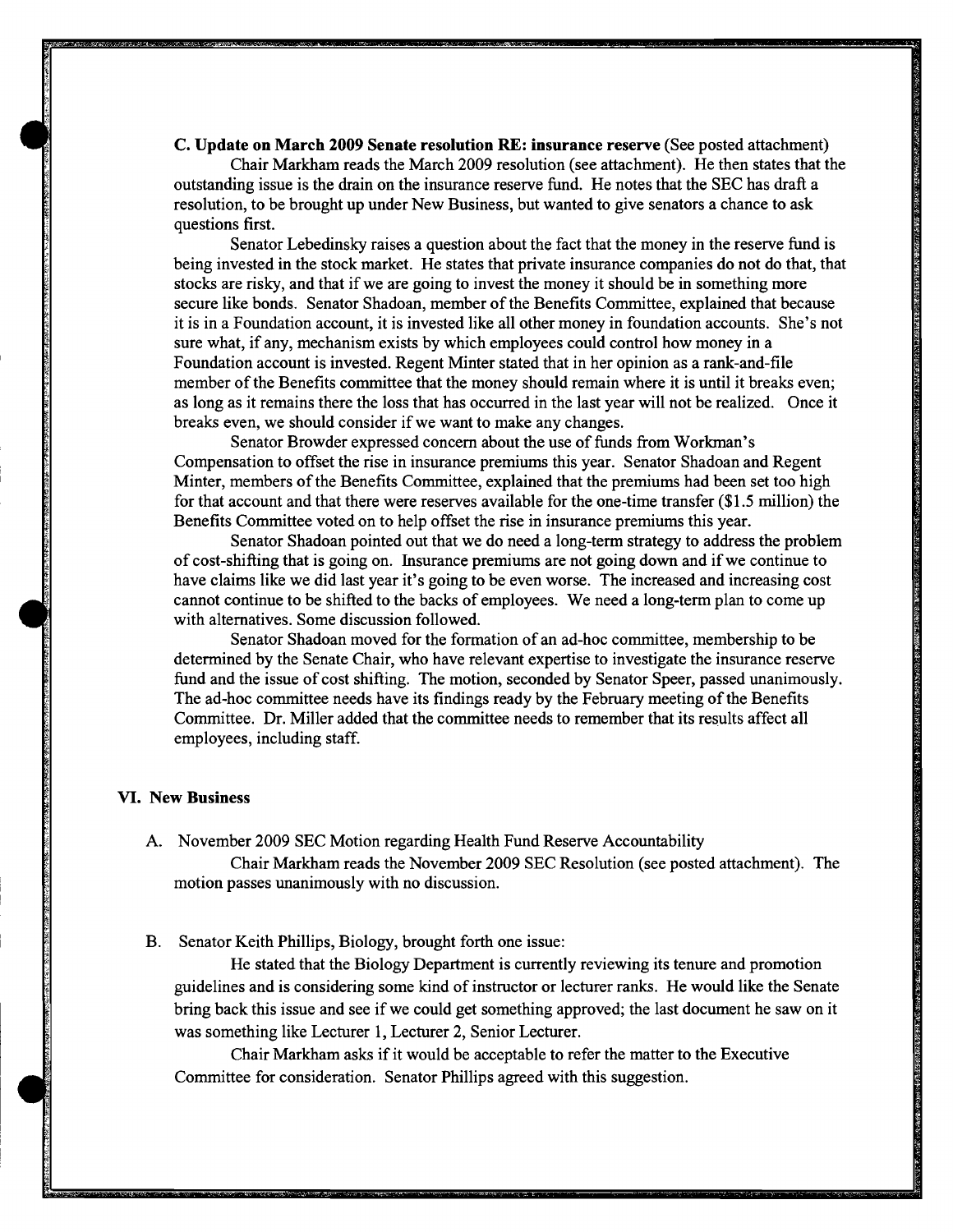**C. Update on March 2009 Senate resolution RE: insurance reserve** (See posted attachment)

Chair Markham reads the March 2009 resolution (see attachment). He then states that the outstanding issue is the drain on the insurance reserve fund. He notes that the SEC has draft a resolution, to be brought up under New Business, but wanted to give senators a chance to ask questions first.

Senator Lebedinsky raises a question about the fact that the money in the reserve fund is being invested in the stock market. He states that private insurance companies do not do that, that stocks are risky, and that if we are going to invest the money it should be in something more secure like bonds. Senator Shadoan, member of the Benefits Committee, explained that because it is in a Foundation account, it is invested like all other money in foundation accounts. She's not sure what, if any, mechanism exists by which employees could control how money in a Foundation account is invested. Regent Minter stated that in her opinion as a rank-and-file member of the Benefits committee that the money should remain where it is until it breaks even; as long as it remains there the loss that has occurred in the last year will not be realized. Once it breaks even, we should consider if we want to make any changes.

Senator Browder expressed concern about the use of funds from Workman's Compensation to offset the rise in insurance premiums this year. Senator Shadoan and Regent Minter, members of the Benefits Committee, explained that the premiums had been set too high for that account and that there were reserves available for the one-time transfer ($1.5 million) the Benefits Committee voted on to help offset the rise in insurance premiums this year.

Senator Shadoan pointed out that we do need a long-term strategy to address the problem of cost-shifting that is going on. Insurance premiums are not going down and if we continue to have claims like we did last year it's going to be even worse. The increased and increasing cost cannot continue to be shifted to the backs of employees. We need a long-term plan to come up with alternatives. Some discussion followed.

Senator Shadoan moved for the formation of an ad-hoc committee, membership to be determined by the Senate Chair, who have relevant expertise to investigate the insurance reserve fund and the issue of cost shifting. The motion, seconded by Senator Speer, passed unanimously. The ad-hoc committee needs have its findings ready by the February meeting of the Benefits Committee. Dr. Miller added that the committee needs to remember that its results affect all employees, including staff.

## VI. New Business

A. November 2009 SEC Motion regarding Health Fund Reserve Accountability

Chair Markham reads the November 2009 SEC Resolution (see posted attachment). The motion passes unanimously with no discussion.

B. Senator Keith Phillips, Biology, brought forth one issue:

He stated that the Biology Department is currently reviewing its tenure and promotion guidelines and is considering some kind of instructor or lecturer ranks. He would like the Senate bring back this issue and see if we could get something approved; the last document he saw on it was something like Lecturer 1, Lecturer 2, Senior Lecturer.

Chair Markham asks if it would be acceptable to refer the matter to the Executive Committee for consideration. Senator Phillips agreed with this suggestion.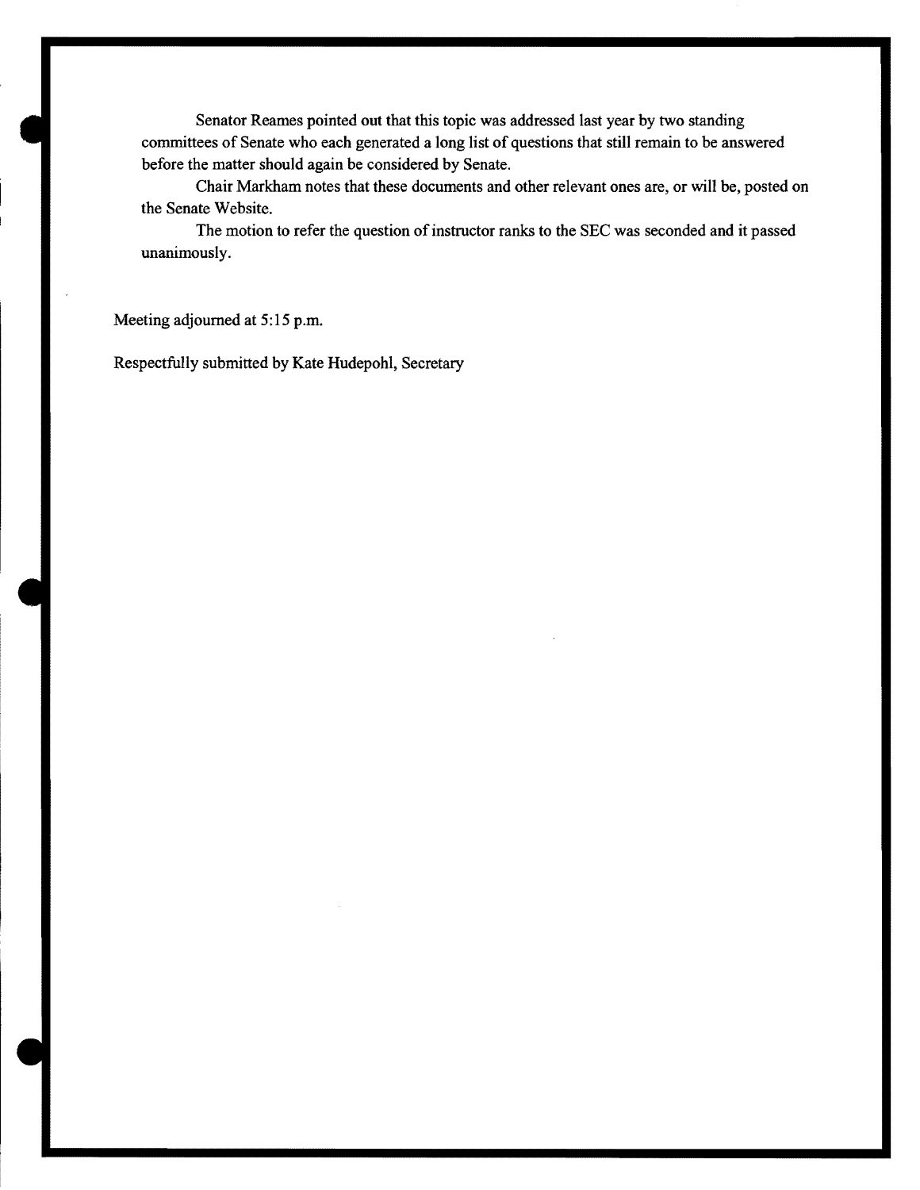Senator Reames pointed out that this topic was addressed last year by two standing committees of Senate who each generated a long list of questions that still remain to be answered before the matter should again be considered by Senate.

Chair Markham notes that these documents and other relevant ones are, or will be, posted on the Senate Website.

The motion to refer the question of instructor ranks to the SEC was seconded and it passed unanimously.

Meeting adjourned at 5:15 p.m.

Respectfully submitted by Kate Hudepohl, Secretary